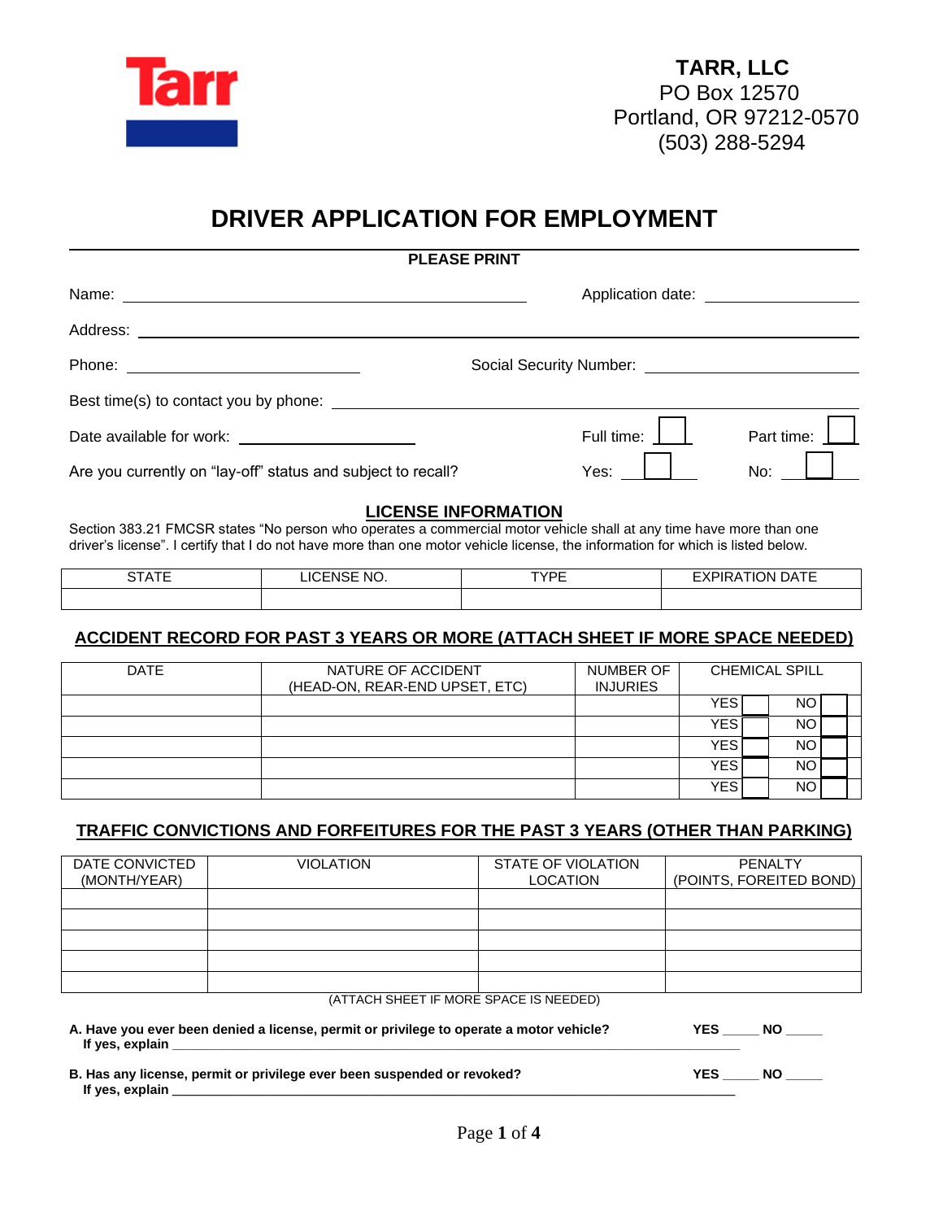**TARR, LLC**
PO Box 12570
Portland, OR 97212-0570
(503) 288-5294

# DRIVER APPLICATION FOR EMPLOYMENT

**PLEASE PRINT**

Name: ______________________________ Application date: ______________

Address: ________________________________________________

Phone: ____________________ Social Security Number: ____________________

Best time(s) to contact you by phone: ______________________________

Date available for work: ______________ Full time: ☐ Part time: ☐

Are you currently on "lay-off" status and subject to recall? Yes: ☐ No: ☐

## LICENSE INFORMATION

Section 383.21 FMCSR states "No person who operates a commercial motor vehicle shall at any time have more than one driver's license". I certify that I do not have more than one motor vehicle license, the information for which is listed below.

| STATE | LICENSE NO. | TYPE | EXPIRATION DATE |
|---|---|---|---|
| | | | |

## ACCIDENT RECORD FOR PAST 3 YEARS OR MORE (ATTACH SHEET IF MORE SPACE NEEDED)

| DATE | NATURE OF ACCIDENT (HEAD-ON, REAR-END UPSET, ETC) | NUMBER OF INJURIES | CHEMICAL SPILL |
|---|---|---|---|
| | | | YES ☐ NO ☐ |
| | | | YES ☐ NO ☐ |
| | | | YES ☐ NO ☐ |
| | | | YES ☐ NO ☐ |
| | | | YES ☐ NO ☐ |

## TRAFFIC CONVICTIONS AND FORFEITURES FOR THE PAST 3 YEARS (OTHER THAN PARKING)

| DATE CONVICTED (MONTH/YEAR) | VIOLATION | STATE OF VIOLATION LOCATION | PENALTY (POINTS, FOREITED BOND) |
|---|---|---|---|
| | | | |
| | | | |
| | | | |
| | | | |
| | | | |

(ATTACH SHEET IF MORE SPACE IS NEEDED)

**A. Have you ever been denied a license, permit or privilege to operate a motor vehicle?** **YES** _____ **NO** _____
**If yes, explain** ________________________________________________

**B. Has any license, permit or privilege ever been suspended or revoked?** **YES** _____ **NO** _____
**If yes, explain** ________________________________________________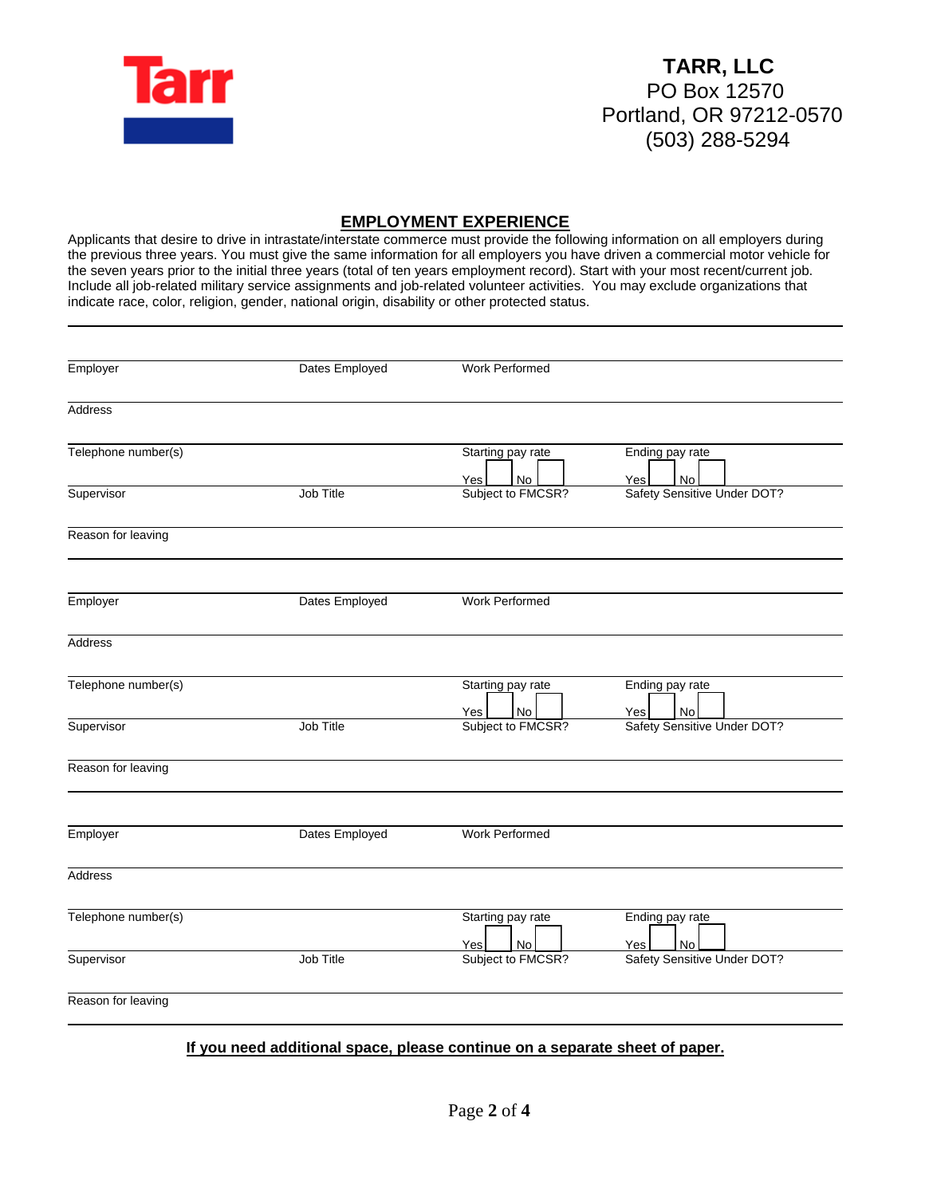**TARR, LLC**
PO Box 12570
Portland, OR 97212-0570
(503) 288-5294

## EMPLOYMENT EXPERIENCE

Applicants that desire to drive in intrastate/interstate commerce must provide the following information on all employers during the previous three years. You must give the same information for all employers you have driven a commercial motor vehicle for the seven years prior to the initial three years (total of ten years employment record). Start with your most recent/current job. Include all job-related military service assignments and job-related volunteer activities. You may exclude organizations that indicate race, color, religion, gender, national origin, disability or other protected status.

---

Employer | Dates Employed | Work Performed

Address

Telephone number(s) | Starting pay rate | Ending pay rate

Supervisor | Job Title | Subject to FMCSR? Yes ☐ No ☐ | Safety Sensitive Under DOT? Yes ☐ No ☐

Reason for leaving

---

Employer | Dates Employed | Work Performed

Address

Telephone number(s) | Starting pay rate | Ending pay rate

Supervisor | Job Title | Subject to FMCSR? Yes ☐ No ☐ | Safety Sensitive Under DOT? Yes ☐ No ☐

Reason for leaving

---

Employer | Dates Employed | Work Performed

Address

Telephone number(s) | Starting pay rate | Ending pay rate

Supervisor | Job Title | Subject to FMCSR? Yes ☐ No ☐ | Safety Sensitive Under DOT? Yes ☐ No ☐

Reason for leaving

---

**If you need additional space, please continue on a separate sheet of paper.**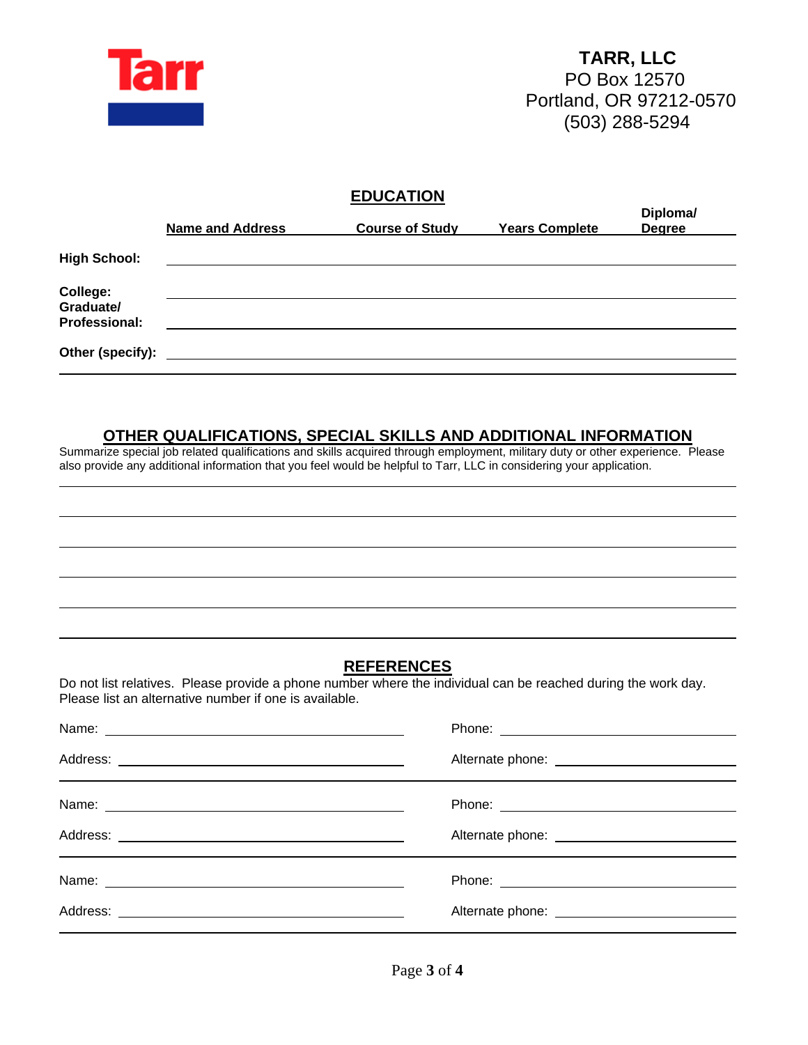**Tarr**

**TARR, LLC**
PO Box 12570
Portland, OR 97212-0570
(503) 288-5294

## EDUCATION

| | Name and Address | Course of Study | Years Complete | Diploma/ Degree |
|---|---|---|---|---|
| **High School:** | | | | |
| **College: Graduate/ Professional:** | | | | |
| | | | | |
| **Other (specify):** | | | | |

## OTHER QUALIFICATIONS, SPECIAL SKILLS AND ADDITIONAL INFORMATION

Summarize special job related qualifications and skills acquired through employment, military duty or other experience. Please also provide any additional information that you feel would be helpful to Tarr, LLC in considering your application.

______________________________________________________________________

______________________________________________________________________

______________________________________________________________________

______________________________________________________________________

______________________________________________________________________

## REFERENCES

Do not list relatives. Please provide a phone number where the individual can be reached during the work day. Please list an alternative number if one is available.

Name: ______________________ Phone: ______________________

Address: ______________________ Alternate phone: ______________________

Name: ______________________ Phone: ______________________

Address: ______________________ Alternate phone: ______________________

Name: ______________________ Phone: ______________________

Address: ______________________ Alternate phone: ______________________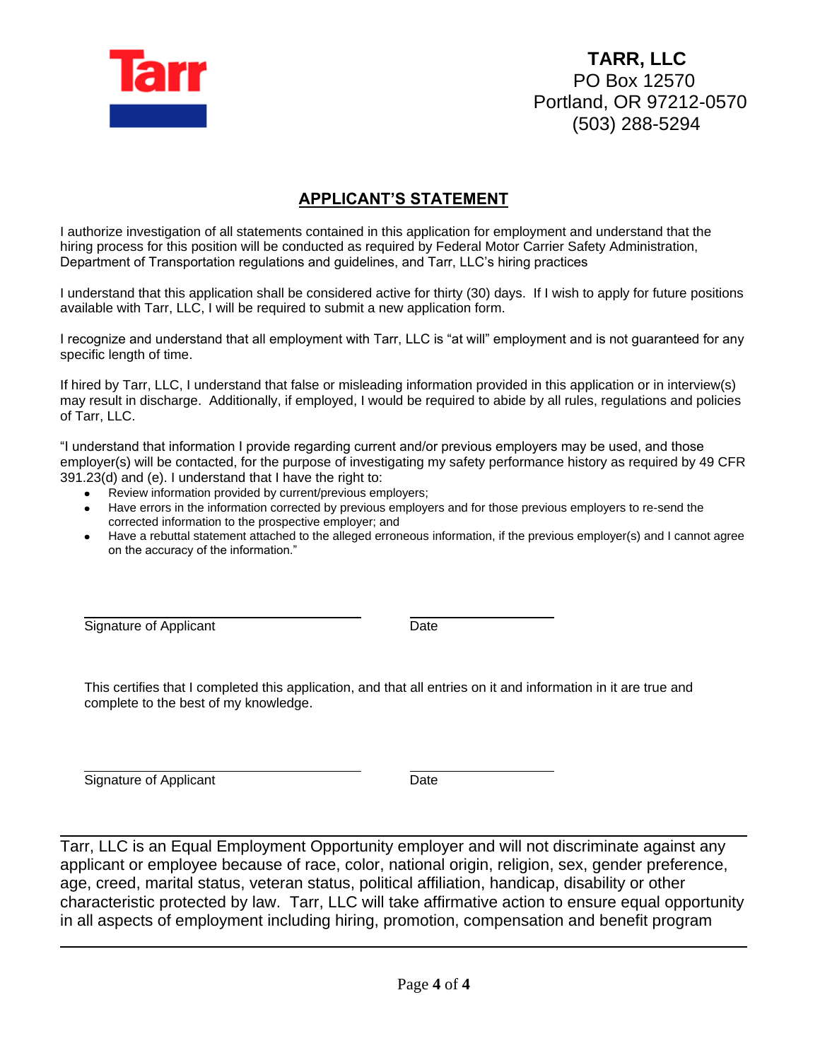**TARR, LLC**
PO Box 12570
Portland, OR 97212-0570
(503) 288-5294

## APPLICANT'S STATEMENT

I authorize investigation of all statements contained in this application for employment and understand that the hiring process for this position will be conducted as required by Federal Motor Carrier Safety Administration, Department of Transportation regulations and guidelines, and Tarr, LLC's hiring practices

I understand that this application shall be considered active for thirty (30) days. If I wish to apply for future positions available with Tarr, LLC, I will be required to submit a new application form.

I recognize and understand that all employment with Tarr, LLC is "at will" employment and is not guaranteed for any specific length of time.

If hired by Tarr, LLC, I understand that false or misleading information provided in this application or in interview(s) may result in discharge. Additionally, if employed, I would be required to abide by all rules, regulations and policies of Tarr, LLC.

"I understand that information I provide regarding current and/or previous employers may be used, and those employer(s) will be contacted, for the purpose of investigating my safety performance history as required by 49 CFR 391.23(d) and (e). I understand that I have the right to:

- Review information provided by current/previous employers;
- Have errors in the information corrected by previous employers and for those previous employers to re-send the corrected information to the prospective employer; and
- Have a rebuttal statement attached to the alleged erroneous information, if the previous employer(s) and I cannot agree on the accuracy of the information."

\_\_\_\_\_\_\_\_\_\_\_\_\_\_\_\_\_\_\_\_\_\_\_\_\_\_\_\_\_\_ \_\_\_\_\_\_\_\_\_\_\_\_\_\_\_

Signature of Applicant Date

This certifies that I completed this application, and that all entries on it and information in it are true and complete to the best of my knowledge.

\_\_\_\_\_\_\_\_\_\_\_\_\_\_\_\_\_\_\_\_\_\_\_\_\_\_\_\_\_\_ \_\_\_\_\_\_\_\_\_\_\_\_\_\_\_

Signature of Applicant Date

---

Tarr, LLC is an Equal Employment Opportunity employer and will not discriminate against any applicant or employee because of race, color, national origin, religion, sex, gender preference, age, creed, marital status, veteran status, political affiliation, handicap, disability or other characteristic protected by law. Tarr, LLC will take affirmative action to ensure equal opportunity in all aspects of employment including hiring, promotion, compensation and benefit program

---